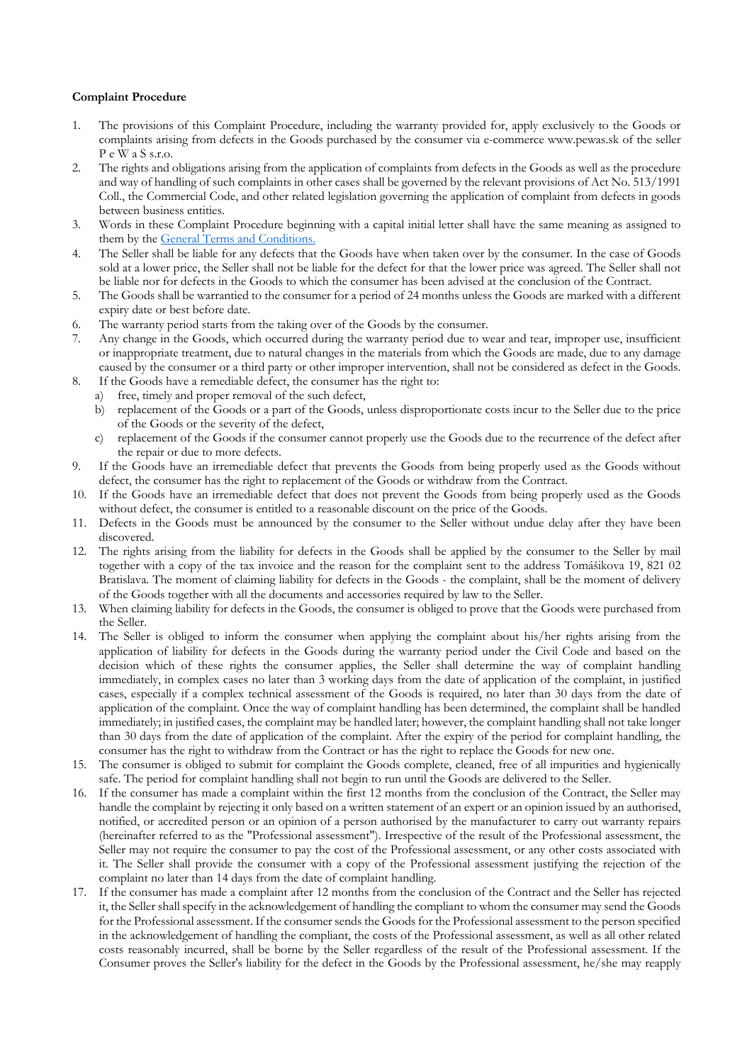**Complaint Procedure**

1. The provisions of this Complaint Procedure, including the warranty provided for, apply exclusively to the Goods or complaints arising from defects in the Goods purchased by the consumer via e-commerce www.pewas.sk of the seller P e W a S s.r.o.
2. The rights and obligations arising from the application of complaints from defects in the Goods as well as the procedure and way of handling of such complaints in other cases shall be governed by the relevant provisions of Act No. 513/1991 Coll., the Commercial Code, and other related legislation governing the application of complaint from defects in goods between business entities.
3. Words in these Complaint Procedure beginning with a capital initial letter shall have the same meaning as assigned to them by the [General Terms and Conditions.]()
4. The Seller shall be liable for any defects that the Goods have when taken over by the consumer. In the case of Goods sold at a lower price, the Seller shall not be liable for the defect for that the lower price was agreed. The Seller shall not be liable nor for defects in the Goods to which the consumer has been advised at the conclusion of the Contract.
5. The Goods shall be warrantied to the consumer for a period of 24 months unless the Goods are marked with a different expiry date or best before date.
6. The warranty period starts from the taking over of the Goods by the consumer.
7. Any change in the Goods, which occurred during the warranty period due to wear and tear, improper use, insufficient or inappropriate treatment, due to natural changes in the materials from which the Goods are made, due to any damage caused by the consumer or a third party or other improper intervention, shall not be considered as defect in the Goods.
8. If the Goods have a remediable defect, the consumer has the right to:
   a) free, timely and proper removal of the such defect,
   b) replacement of the Goods or a part of the Goods, unless disproportionate costs incur to the Seller due to the price of the Goods or the severity of the defect,
   c) replacement of the Goods if the consumer cannot properly use the Goods due to the recurrence of the defect after the repair or due to more defects.
9. If the Goods have an irremediable defect that prevents the Goods from being properly used as the Goods without defect, the consumer has the right to replacement of the Goods or withdraw from the Contract.
10. If the Goods have an irremediable defect that does not prevent the Goods from being properly used as the Goods without defect, the consumer is entitled to a reasonable discount on the price of the Goods.
11. Defects in the Goods must be announced by the consumer to the Seller without undue delay after they have been discovered.
12. The rights arising from the liability for defects in the Goods shall be applied by the consumer to the Seller by mail together with a copy of the tax invoice and the reason for the complaint sent to the address Tomášikova 19, 821 02 Bratislava. The moment of claiming liability for defects in the Goods - the complaint, shall be the moment of delivery of the Goods together with all the documents and accessories required by law to the Seller.
13. When claiming liability for defects in the Goods, the consumer is obliged to prove that the Goods were purchased from the Seller.
14. The Seller is obliged to inform the consumer when applying the complaint about his/her rights arising from the application of liability for defects in the Goods during the warranty period under the Civil Code and based on the decision which of these rights the consumer applies, the Seller shall determine the way of complaint handling immediately, in complex cases no later than 3 working days from the date of application of the complaint, in justified cases, especially if a complex technical assessment of the Goods is required, no later than 30 days from the date of application of the complaint. Once the way of complaint handling has been determined, the complaint shall be handled immediately; in justified cases, the complaint may be handled later; however, the complaint handling shall not take longer than 30 days from the date of application of the complaint. After the expiry of the period for complaint handling, the consumer has the right to withdraw from the Contract or has the right to replace the Goods for new one.
15. The consumer is obliged to submit for complaint the Goods complete, cleaned, free of all impurities and hygienically safe. The period for complaint handling shall not begin to run until the Goods are delivered to the Seller.
16. If the consumer has made a complaint within the first 12 months from the conclusion of the Contract, the Seller may handle the complaint by rejecting it only based on a written statement of an expert or an opinion issued by an authorised, notified, or accredited person or an opinion of a person authorised by the manufacturer to carry out warranty repairs (hereinafter referred to as the "Professional assessment"). Irrespective of the result of the Professional assessment, the Seller may not require the consumer to pay the cost of the Professional assessment, or any other costs associated with it. The Seller shall provide the consumer with a copy of the Professional assessment justifying the rejection of the complaint no later than 14 days from the date of complaint handling.
17. If the consumer has made a complaint after 12 months from the conclusion of the Contract and the Seller has rejected it, the Seller shall specify in the acknowledgement of handling the compliant to whom the consumer may send the Goods for the Professional assessment. If the consumer sends the Goods for the Professional assessment to the person specified in the acknowledgement of handling the compliant, the costs of the Professional assessment, as well as all other related costs reasonably incurred, shall be borne by the Seller regardless of the result of the Professional assessment. If the Consumer proves the Seller's liability for the defect in the Goods by the Professional assessment, he/she may reapply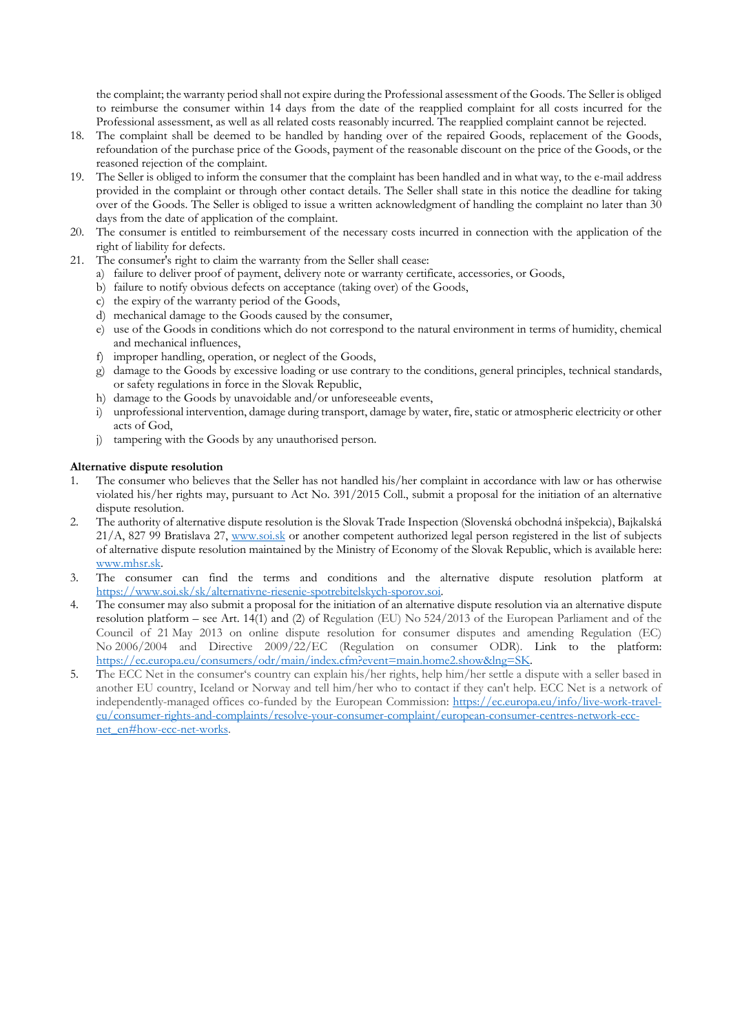the complaint; the warranty period shall not expire during the Professional assessment of the Goods. The Seller is obliged to reimburse the consumer within 14 days from the date of the reapplied complaint for all costs incurred for the Professional assessment, as well as all related costs reasonably incurred. The reapplied complaint cannot be rejected.

18. The complaint shall be deemed to be handled by handing over of the repaired Goods, replacement of the Goods, refoundation of the purchase price of the Goods, payment of the reasonable discount on the price of the Goods, or the reasoned rejection of the complaint.
19. The Seller is obliged to inform the consumer that the complaint has been handled and in what way, to the e-mail address provided in the complaint or through other contact details. The Seller shall state in this notice the deadline for taking over of the Goods. The Seller is obliged to issue a written acknowledgment of handling the complaint no later than 30 days from the date of application of the complaint.
20. The consumer is entitled to reimbursement of the necessary costs incurred in connection with the application of the right of liability for defects.
21. The consumer's right to claim the warranty from the Seller shall cease:
    a) failure to deliver proof of payment, delivery note or warranty certificate, accessories, or Goods,
    b) failure to notify obvious defects on acceptance (taking over) of the Goods,
    c) the expiry of the warranty period of the Goods,
    d) mechanical damage to the Goods caused by the consumer,
    e) use of the Goods in conditions which do not correspond to the natural environment in terms of humidity, chemical and mechanical influences,
    f) improper handling, operation, or neglect of the Goods,
    g) damage to the Goods by excessive loading or use contrary to the conditions, general principles, technical standards, or safety regulations in force in the Slovak Republic,
    h) damage to the Goods by unavoidable and/or unforeseeable events,
    i) unprofessional intervention, damage during transport, damage by water, fire, static or atmospheric electricity or other acts of God,
    j) tampering with the Goods by any unauthorised person.

**Alternative dispute resolution**

1. The consumer who believes that the Seller has not handled his/her complaint in accordance with law or has otherwise violated his/her rights may, pursuant to Act No. 391/2015 Coll., submit a proposal for the initiation of an alternative dispute resolution.
2. The authority of alternative dispute resolution is the Slovak Trade Inspection (Slovenská obchodná inšpekcia), Bajkalská 21/A, 827 99 Bratislava 27, www.soi.sk or another competent authorized legal person registered in the list of subjects of alternative dispute resolution maintained by the Ministry of Economy of the Slovak Republic, which is available here: www.mhsr.sk.
3. The consumer can find the terms and conditions and the alternative dispute resolution platform at https://www.soi.sk/sk/alternativne-riesenie-spotrebitelskych-sporov.soi.
4. The consumer may also submit a proposal for the initiation of an alternative dispute resolution via an alternative dispute resolution platform – see Art. 14(1) and (2) of Regulation (EU) No 524/2013 of the European Parliament and of the Council of 21 May 2013 on online dispute resolution for consumer disputes and amending Regulation (EC) No 2006/2004 and Directive 2009/22/EC (Regulation on consumer ODR). Link to the platform: https://ec.europa.eu/consumers/odr/main/index.cfm?event=main.home2.show&lng=SK.
5. The ECC Net in the consumer's country can explain his/her rights, help him/her settle a dispute with a seller based in another EU country, Iceland or Norway and tell him/her who to contact if they can't help. ECC Net is a network of independently-managed offices co-funded by the European Commission: https://ec.europa.eu/info/live-work-travel-eu/consumer-rights-and-complaints/resolve-your-consumer-complaint/european-consumer-centres-network-ecc-net_en#how-ecc-net-works.